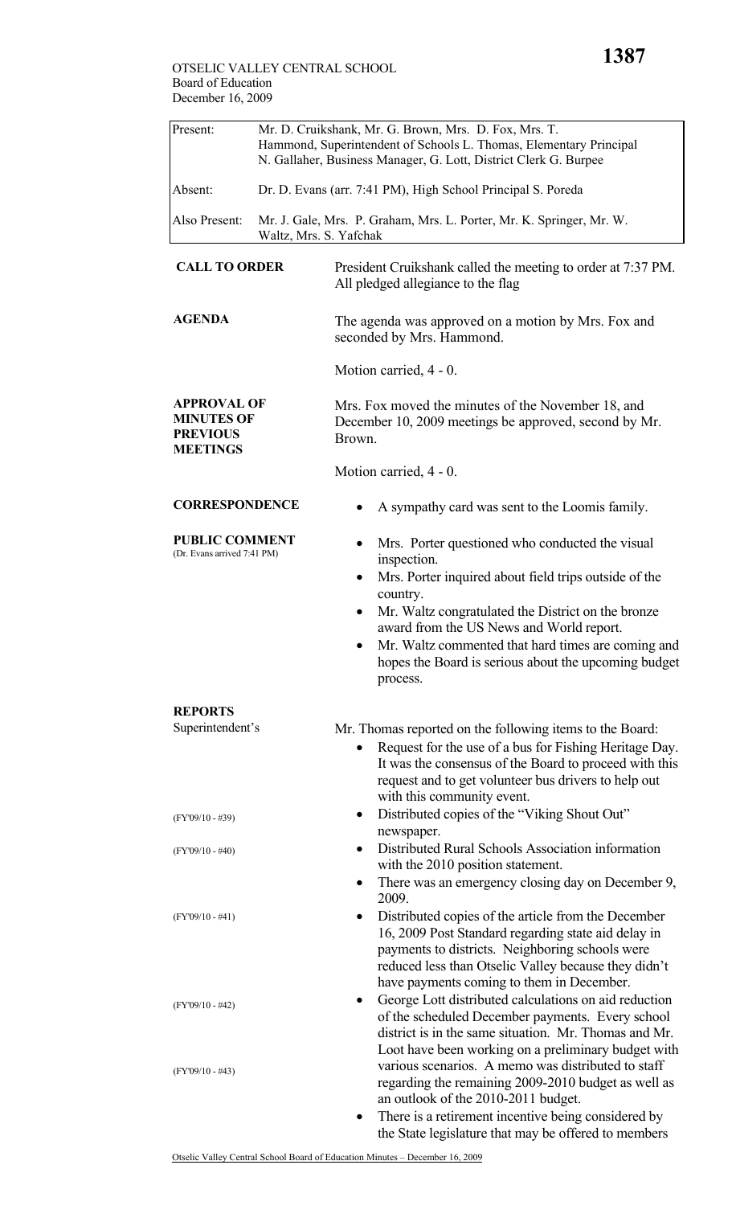OTSELIC VALLEY CENTRAL SCHOOL
Board of Education
December 16, 2009

| | |
|---|---|
| Present: | Mr. D. Cruikshank, Mr. G. Brown, Mrs. D. Fox, Mrs. T. Hammond, Superintendent of Schools L. Thomas, Elementary Principal N. Gallaher, Business Manager, G. Lott, District Clerk G. Burpee |
| Absent: | Dr. D. Evans (arr. 7:41 PM), High School Principal S. Poreda |
| Also Present: | Mr. J. Gale, Mrs. P. Graham, Mrs. L. Porter, Mr. K. Springer, Mr. W. Waltz, Mrs. S. Yafchak |

**CALL TO ORDER**

President Cruikshank called the meeting to order at 7:37 PM. All pledged allegiance to the flag

**AGENDA**

The agenda was approved on a motion by Mrs. Fox and seconded by Mrs. Hammond.

Motion carried, 4 - 0.

**APPROVAL OF MINUTES OF PREVIOUS MEETINGS**

Mrs. Fox moved the minutes of the November 18, and December 10, 2009 meetings be approved, second by Mr. Brown.

Motion carried, 4 - 0.

**CORRESPONDENCE**

- A sympathy card was sent to the Loomis family.

**PUBLIC COMMENT**
(Dr. Evans arrived 7:41 PM)

- Mrs. Porter questioned who conducted the visual inspection.
- Mrs. Porter inquired about field trips outside of the country.
- Mr. Waltz congratulated the District on the bronze award from the US News and World report.
- Mr. Waltz commented that hard times are coming and hopes the Board is serious about the upcoming budget process.

**REPORTS**

Superintendent's

Mr. Thomas reported on the following items to the Board:

- Request for the use of a bus for Fishing Heritage Day. It was the consensus of the Board to proceed with this request and to get volunteer bus drivers to help out with this community event.
- (FY'09/10 - #39) Distributed copies of the "Viking Shout Out" newspaper.
- (FY'09/10 - #40) Distributed Rural Schools Association information with the 2010 position statement.
- There was an emergency closing day on December 9, 2009.
- (FY'09/10 - #41) Distributed copies of the article from the December 16, 2009 Post Standard regarding state aid delay in payments to districts. Neighboring schools were reduced less than Otselic Valley because they didn't have payments coming to them in December.
- (FY'09/10 - #42) George Lott distributed calculations on aid reduction of the scheduled December payments. Every school district is in the same situation. Mr. Thomas and Mr. Loot have been working on a preliminary budget with various scenarios. (FY'09/10 - #43) A memo was distributed to staff regarding the remaining 2009-2010 budget as well as an outlook of the 2010-2011 budget.
- There is a retirement incentive being considered by the State legislature that may be offered to members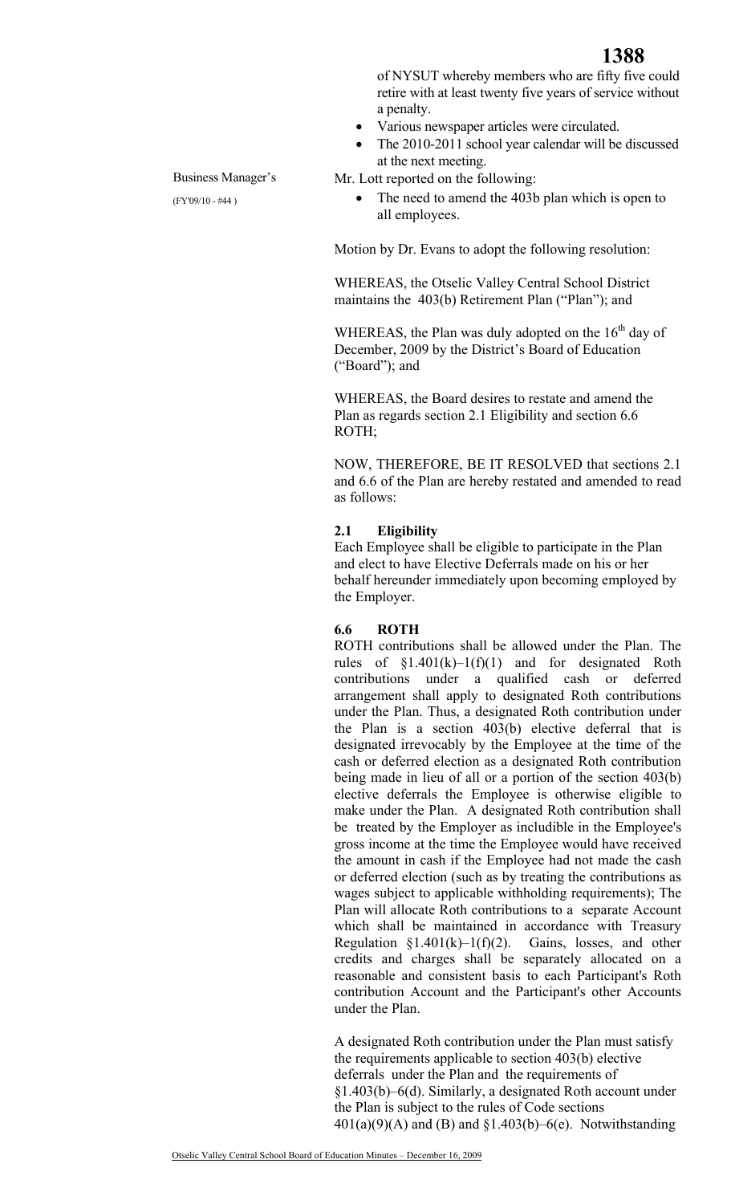of NYSUT whereby members who are fifty five could retire with at least twenty five years of service without a penalty.

- Various newspaper articles were circulated.
- The 2010-2011 school year calendar will be discussed at the next meeting.

Business Manager's

(FY'09/10 - #44 )

Mr. Lott reported on the following:

- The need to amend the 403b plan which is open to all employees.

Motion by Dr. Evans to adopt the following resolution:

WHEREAS, the Otselic Valley Central School District maintains the 403(b) Retirement Plan ("Plan"); and

WHEREAS, the Plan was duly adopted on the 16th day of December, 2009 by the District's Board of Education ("Board"); and

WHEREAS, the Board desires to restate and amend the Plan as regards section 2.1 Eligibility and section 6.6 ROTH;

NOW, THEREFORE, BE IT RESOLVED that sections 2.1 and 6.6 of the Plan are hereby restated and amended to read as follows:

**2.1 Eligibility**

Each Employee shall be eligible to participate in the Plan and elect to have Elective Deferrals made on his or her behalf hereunder immediately upon becoming employed by the Employer.

**6.6 ROTH**

ROTH contributions shall be allowed under the Plan. The rules of §1.401(k)–1(f)(1) and for designated Roth contributions under a qualified cash or deferred arrangement shall apply to designated Roth contributions under the Plan. Thus, a designated Roth contribution under the Plan is a section 403(b) elective deferral that is designated irrevocably by the Employee at the time of the cash or deferred election as a designated Roth contribution being made in lieu of all or a portion of the section 403(b) elective deferrals the Employee is otherwise eligible to make under the Plan. A designated Roth contribution shall be treated by the Employer as includible in the Employee's gross income at the time the Employee would have received the amount in cash if the Employee had not made the cash or deferred election (such as by treating the contributions as wages subject to applicable withholding requirements); The Plan will allocate Roth contributions to a separate Account which shall be maintained in accordance with Treasury Regulation §1.401(k)–1(f)(2). Gains, losses, and other credits and charges shall be separately allocated on a reasonable and consistent basis to each Participant's Roth contribution Account and the Participant's other Accounts under the Plan.

A designated Roth contribution under the Plan must satisfy the requirements applicable to section 403(b) elective deferrals under the Plan and the requirements of §1.403(b)–6(d). Similarly, a designated Roth account under the Plan is subject to the rules of Code sections 401(a)(9)(A) and (B) and §1.403(b)–6(e). Notwithstanding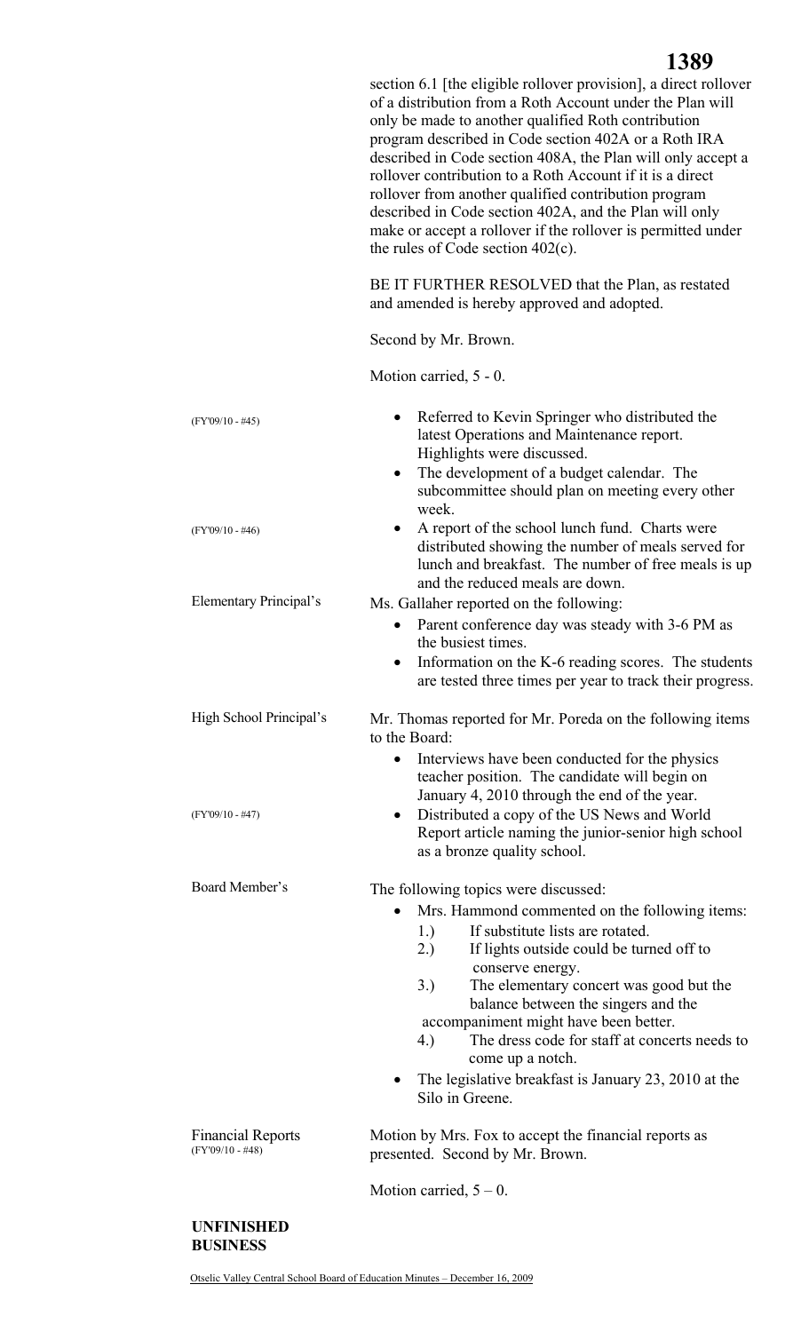section 6.1 [the eligible rollover provision], a direct rollover of a distribution from a Roth Account under the Plan will only be made to another qualified Roth contribution program described in Code section 402A or a Roth IRA described in Code section 408A, the Plan will only accept a rollover contribution to a Roth Account if it is a direct rollover from another qualified contribution program described in Code section 402A, and the Plan will only make or accept a rollover if the rollover is permitted under the rules of Code section 402(c).

BE IT FURTHER RESOLVED that the Plan, as restated and amended is hereby approved and adopted.

Second by Mr. Brown.

Motion carried, 5 - 0.

(FY'09/10 - #45)

- Referred to Kevin Springer who distributed the latest Operations and Maintenance report. Highlights were discussed.
- The development of a budget calendar. The subcommittee should plan on meeting every other week.

(FY'09/10 - #46)

- A report of the school lunch fund. Charts were distributed showing the number of meals served for lunch and breakfast. The number of free meals is up and the reduced meals are down.

**Elementary Principal's**

Ms. Gallaher reported on the following:

- Parent conference day was steady with 3-6 PM as the busiest times.
- Information on the K-6 reading scores. The students are tested three times per year to track their progress.

**High School Principal's**

Mr. Thomas reported for Mr. Poreda on the following items to the Board:

- Interviews have been conducted for the physics teacher position. The candidate will begin on January 4, 2010 through the end of the year.

(FY'09/10 - #47)

- Distributed a copy of the US News and World Report article naming the junior-senior high school as a bronze quality school.

**Board Member's**

The following topics were discussed:

- Mrs. Hammond commented on the following items:
  1.) If substitute lists are rotated.
  2.) If lights outside could be turned off to conserve energy.
  3.) The elementary concert was good but the balance between the singers and the accompaniment might have been better.
  4.) The dress code for staff at concerts needs to come up a notch.
- The legislative breakfast is January 23, 2010 at the Silo in Greene.

**Financial Reports**
(FY'09/10 - #48)

Motion by Mrs. Fox to accept the financial reports as presented. Second by Mr. Brown.

Motion carried, 5 – 0.

## UNFINISHED BUSINESS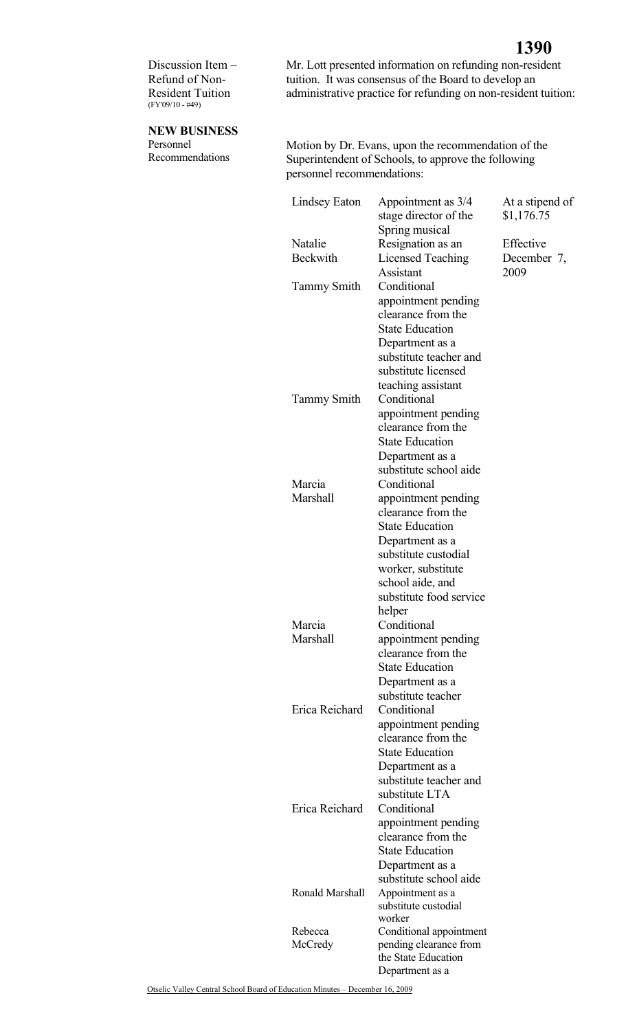Discussion Item – Refund of Non-Resident Tuition (FY'09/10 - #49)

Mr. Lott presented information on refunding non-resident tuition. It was consensus of the Board to develop an administrative practice for refunding on non-resident tuition:

**NEW BUSINESS**

Personnel Recommendations

Motion by Dr. Evans, upon the recommendation of the Superintendent of Schools, to approve the following personnel recommendations:

| | | |
|---|---|---|
| Lindsey Eaton | Appointment as 3/4 stage director of the Spring musical | At a stipend of $1,176.75 |
| Natalie Beckwith | Resignation as an Licensed Teaching Assistant | Effective December 7, 2009 |
| Tammy Smith | Conditional appointment pending clearance from the State Education Department as a substitute teacher and substitute licensed teaching assistant | |
| Tammy Smith | Conditional appointment pending clearance from the State Education Department as a substitute school aide | |
| Marcia Marshall | Conditional appointment pending clearance from the State Education Department as a substitute custodial worker, substitute school aide, and substitute food service helper | |
| Marcia Marshall | Conditional appointment pending clearance from the State Education Department as a substitute teacher | |
| Erica Reichard | Conditional appointment pending clearance from the State Education Department as a substitute teacher and substitute LTA | |
| Erica Reichard | Conditional appointment pending clearance from the State Education Department as a substitute school aide | |
| Ronald Marshall | Appointment as a substitute custodial worker | |
| Rebecca McCredy | Conditional appointment pending clearance from the State Education Department as a | |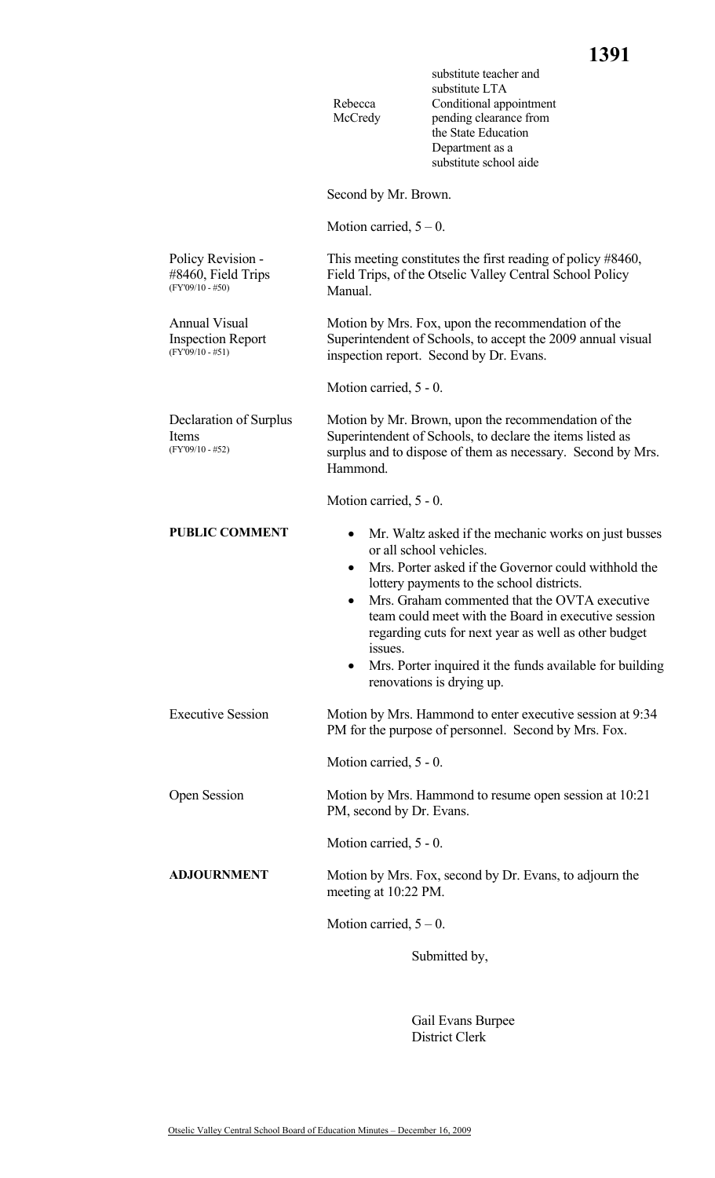| | |
|---|---|
| | substitute teacher and substitute LTA |
| Rebecca McCredy | Conditional appointment pending clearance from the State Education Department as a substitute school aide |

Second by Mr. Brown.

Motion carried, 5 – 0.

| | |
|---|---|
| Policy Revision - #8460, Field Trips (FY'09/10 - #50) | This meeting constitutes the first reading of policy #8460, Field Trips, of the Otselic Valley Central School Policy Manual. |
| Annual Visual Inspection Report (FY'09/10 - #51) | Motion by Mrs. Fox, upon the recommendation of the Superintendent of Schools, to accept the 2009 annual visual inspection report. Second by Dr. Evans.<br><br>Motion carried, 5 - 0. |
| Declaration of Surplus Items (FY'09/10 - #52) | Motion by Mr. Brown, upon the recommendation of the Superintendent of Schools, to declare the items listed as surplus and to dispose of them as necessary. Second by Mrs. Hammond.<br><br>Motion carried, 5 - 0. |

**PUBLIC COMMENT**

- Mr. Waltz asked if the mechanic works on just busses or all school vehicles.
- Mrs. Porter asked if the Governor could withhold the lottery payments to the school districts.
- Mrs. Graham commented that the OVTA executive team could meet with the Board in executive session regarding cuts for next year as well as other budget issues.
- Mrs. Porter inquired it the funds available for building renovations is drying up.

| | |
|---|---|
| Executive Session | Motion by Mrs. Hammond to enter executive session at 9:34 PM for the purpose of personnel. Second by Mrs. Fox.<br><br>Motion carried, 5 - 0. |
| Open Session | Motion by Mrs. Hammond to resume open session at 10:21 PM, second by Dr. Evans.<br><br>Motion carried, 5 - 0. |

**ADJOURNMENT**

Motion by Mrs. Fox, second by Dr. Evans, to adjourn the meeting at 10:22 PM.

Motion carried, 5 – 0.

Submitted by,

Gail Evans Burpee
District Clerk